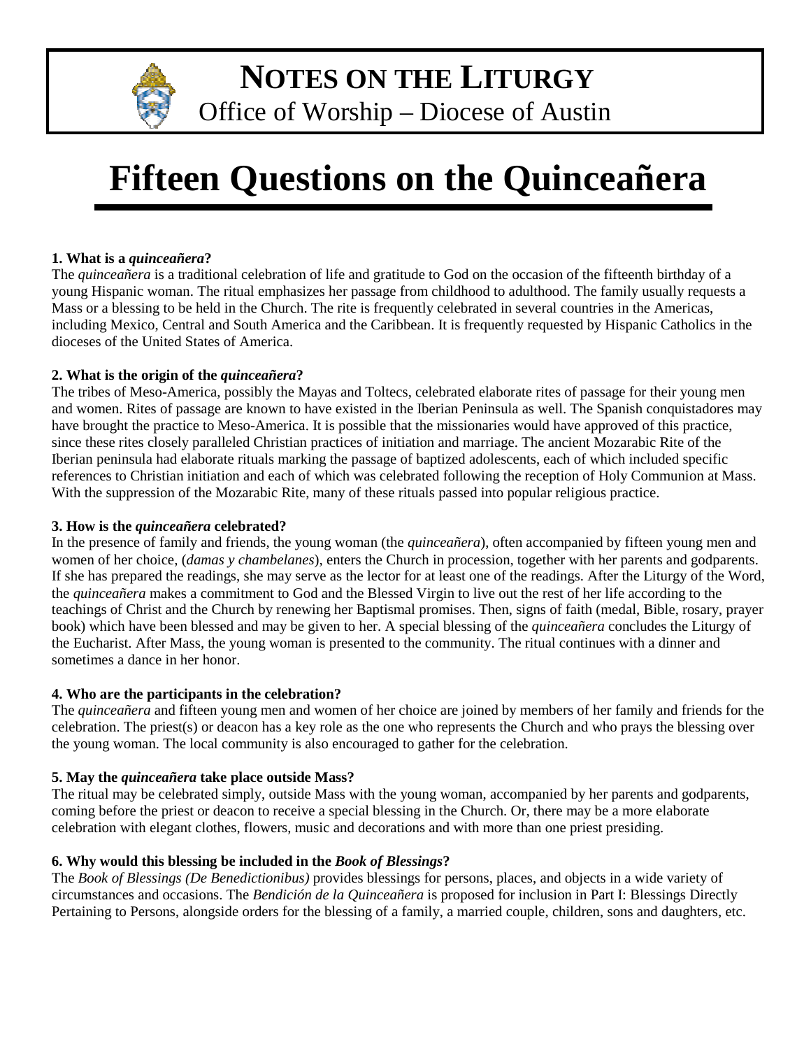# NOTES ON THE LITURGY

Office of Worship – Diocese of Austin

# Fifteen Questions on the Quinceañera

**1. What is a *quinceañera*?**

The *quinceañera* is a traditional celebration of life and gratitude to God on the occasion of the fifteenth birthday of a young Hispanic woman. The ritual emphasizes her passage from childhood to adulthood. The family usually requests a Mass or a blessing to be held in the Church. The rite is frequently celebrated in several countries in the Americas, including Mexico, Central and South America and the Caribbean. It is frequently requested by Hispanic Catholics in the dioceses of the United States of America.

**2. What is the origin of the *quinceañera*?**

The tribes of Meso-America, possibly the Mayas and Toltecs, celebrated elaborate rites of passage for their young men and women. Rites of passage are known to have existed in the Iberian Peninsula as well. The Spanish conquistadores may have brought the practice to Meso-America. It is possible that the missionaries would have approved of this practice, since these rites closely paralleled Christian practices of initiation and marriage. The ancient Mozarabic Rite of the Iberian peninsula had elaborate rituals marking the passage of baptized adolescents, each of which included specific references to Christian initiation and each of which was celebrated following the reception of Holy Communion at Mass. With the suppression of the Mozarabic Rite, many of these rituals passed into popular religious practice.

**3. How is the *quinceañera* celebrated?**

In the presence of family and friends, the young woman (the *quinceañera*), often accompanied by fifteen young men and women of her choice, (*damas y chambelanes*), enters the Church in procession, together with her parents and godparents. If she has prepared the readings, she may serve as the lector for at least one of the readings. After the Liturgy of the Word, the *quinceañera* makes a commitment to God and the Blessed Virgin to live out the rest of her life according to the teachings of Christ and the Church by renewing her Baptismal promises. Then, signs of faith (medal, Bible, rosary, prayer book) which have been blessed and may be given to her. A special blessing of the *quinceañera* concludes the Liturgy of the Eucharist. After Mass, the young woman is presented to the community. The ritual continues with a dinner and sometimes a dance in her honor.

**4. Who are the participants in the celebration?**

The *quinceañera* and fifteen young men and women of her choice are joined by members of her family and friends for the celebration. The priest(s) or deacon has a key role as the one who represents the Church and who prays the blessing over the young woman. The local community is also encouraged to gather for the celebration.

**5. May the *quinceañera* take place outside Mass?**

The ritual may be celebrated simply, outside Mass with the young woman, accompanied by her parents and godparents, coming before the priest or deacon to receive a special blessing in the Church. Or, there may be a more elaborate celebration with elegant clothes, flowers, music and decorations and with more than one priest presiding.

**6. Why would this blessing be included in the *Book of Blessings*?**

The *Book of Blessings (De Benedictionibus)* provides blessings for persons, places, and objects in a wide variety of circumstances and occasions. The *Bendición de la Quinceañera* is proposed for inclusion in Part I: Blessings Directly Pertaining to Persons, alongside orders for the blessing of a family, a married couple, children, sons and daughters, etc.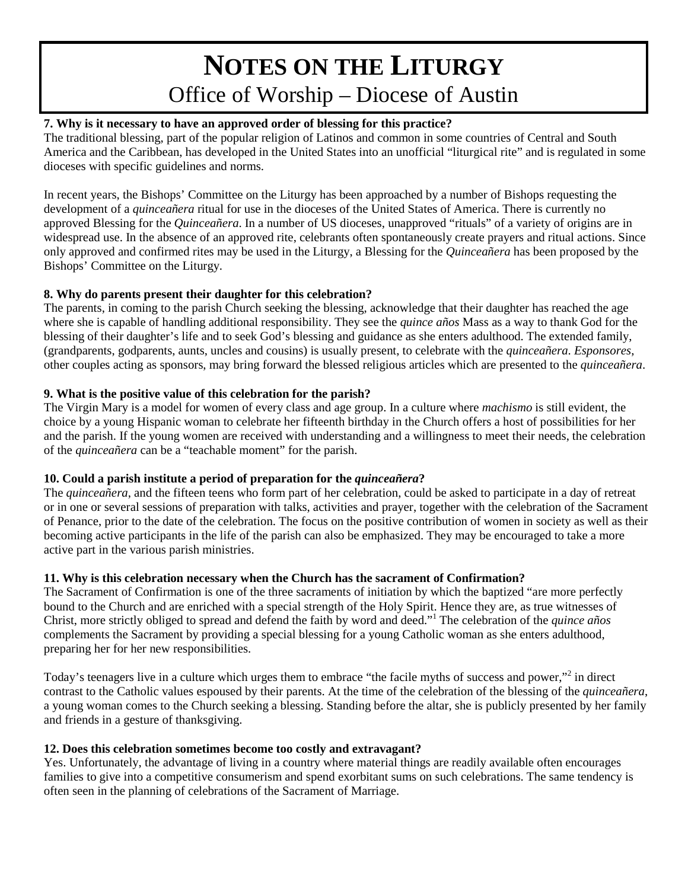# NOTES ON THE LITURGY

## Office of Worship – Diocese of Austin

**7. Why is it necessary to have an approved order of blessing for this practice?**

The traditional blessing, part of the popular religion of Latinos and common in some countries of Central and South America and the Caribbean, has developed in the United States into an unofficial "liturgical rite" and is regulated in some dioceses with specific guidelines and norms.

In recent years, the Bishops' Committee on the Liturgy has been approached by a number of Bishops requesting the development of a *quinceañera* ritual for use in the dioceses of the United States of America. There is currently no approved Blessing for the *Quinceañera*. In a number of US dioceses, unapproved "rituals" of a variety of origins are in widespread use. In the absence of an approved rite, celebrants often spontaneously create prayers and ritual actions. Since only approved and confirmed rites may be used in the Liturgy, a Blessing for the *Quinceañera* has been proposed by the Bishops' Committee on the Liturgy.

**8. Why do parents present their daughter for this celebration?**

The parents, in coming to the parish Church seeking the blessing, acknowledge that their daughter has reached the age where she is capable of handling additional responsibility. They see the *quince años* Mass as a way to thank God for the blessing of their daughter's life and to seek God's blessing and guidance as she enters adulthood. The extended family, (grandparents, godparents, aunts, uncles and cousins) is usually present, to celebrate with the *quinceañera*. *Esponsores*, other couples acting as sponsors, may bring forward the blessed religious articles which are presented to the *quinceañera*.

**9. What is the positive value of this celebration for the parish?**

The Virgin Mary is a model for women of every class and age group. In a culture where *machismo* is still evident, the choice by a young Hispanic woman to celebrate her fifteenth birthday in the Church offers a host of possibilities for her and the parish. If the young women are received with understanding and a willingness to meet their needs, the celebration of the *quinceañera* can be a "teachable moment" for the parish.

**10. Could a parish institute a period of preparation for the *quinceañera*?**

The *quinceañera*, and the fifteen teens who form part of her celebration, could be asked to participate in a day of retreat or in one or several sessions of preparation with talks, activities and prayer, together with the celebration of the Sacrament of Penance, prior to the date of the celebration. The focus on the positive contribution of women in society as well as their becoming active participants in the life of the parish can also be emphasized. They may be encouraged to take a more active part in the various parish ministries.

**11. Why is this celebration necessary when the Church has the sacrament of Confirmation?**

The Sacrament of Confirmation is one of the three sacraments of initiation by which the baptized "are more perfectly bound to the Church and are enriched with a special strength of the Holy Spirit. Hence they are, as true witnesses of Christ, more strictly obliged to spread and defend the faith by word and deed."[1] The celebration of the *quince años* complements the Sacrament by providing a special blessing for a young Catholic woman as she enters adulthood, preparing her for her new responsibilities.

Today's teenagers live in a culture which urges them to embrace "the facile myths of success and power,"[2] in direct contrast to the Catholic values espoused by their parents. At the time of the celebration of the blessing of the *quinceañera*, a young woman comes to the Church seeking a blessing. Standing before the altar, she is publicly presented by her family and friends in a gesture of thanksgiving.

**12. Does this celebration sometimes become too costly and extravagant?**

Yes. Unfortunately, the advantage of living in a country where material things are readily available often encourages families to give into a competitive consumerism and spend exorbitant sums on such celebrations. The same tendency is often seen in the planning of celebrations of the Sacrament of Marriage.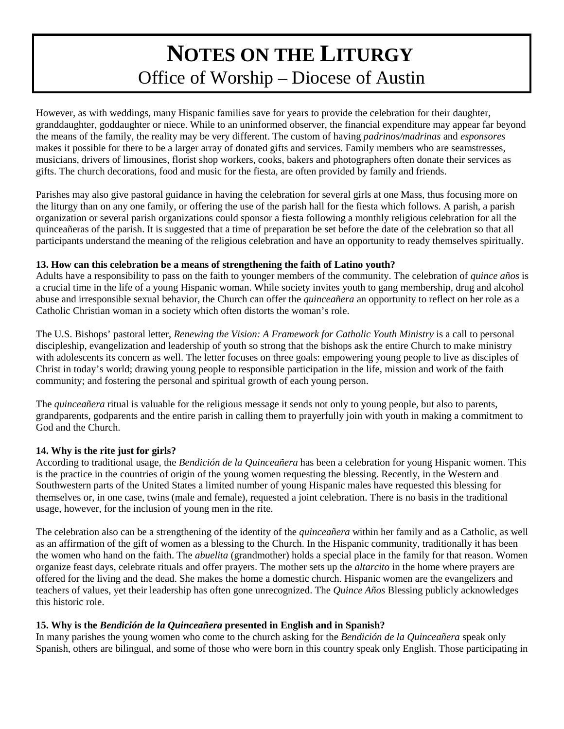However, as with weddings, many Hispanic families save for years to provide the celebration for their daughter, granddaughter, goddaughter or niece. While to an uninformed observer, the financial expenditure may appear far beyond the means of the family, the reality may be very different. The custom of having *padrinos/madrinas* and *esponsores* makes it possible for there to be a larger array of donated gifts and services. Family members who are seamstresses, musicians, drivers of limousines, florist shop workers, cooks, bakers and photographers often donate their services as gifts. The church decorations, food and music for the fiesta, are often provided by family and friends.

Parishes may also give pastoral guidance in having the celebration for several girls at one Mass, thus focusing more on the liturgy than on any one family, or offering the use of the parish hall for the fiesta which follows. A parish, a parish organization or several parish organizations could sponsor a fiesta following a monthly religious celebration for all the quinceañeras of the parish. It is suggested that a time of preparation be set before the date of the celebration so that all participants understand the meaning of the religious celebration and have an opportunity to ready themselves spiritually.

**13. How can this celebration be a means of strengthening the faith of Latino youth?**

Adults have a responsibility to pass on the faith to younger members of the community. The celebration of *quince años* is a crucial time in the life of a young Hispanic woman. While society invites youth to gang membership, drug and alcohol abuse and irresponsible sexual behavior, the Church can offer the *quinceañera* an opportunity to reflect on her role as a Catholic Christian woman in a society which often distorts the woman's role.

The U.S. Bishops' pastoral letter, *Renewing the Vision: A Framework for Catholic Youth Ministry* is a call to personal discipleship, evangelization and leadership of youth so strong that the bishops ask the entire Church to make ministry with adolescents its concern as well. The letter focuses on three goals: empowering young people to live as disciples of Christ in today's world; drawing young people to responsible participation in the life, mission and work of the faith community; and fostering the personal and spiritual growth of each young person.

The *quinceañera* ritual is valuable for the religious message it sends not only to young people, but also to parents, grandparents, godparents and the entire parish in calling them to prayerfully join with youth in making a commitment to God and the Church.

**14. Why is the rite just for girls?**

According to traditional usage, the *Bendición de la Quinceañera* has been a celebration for young Hispanic women. This is the practice in the countries of origin of the young women requesting the blessing. Recently, in the Western and Southwestern parts of the United States a limited number of young Hispanic males have requested this blessing for themselves or, in one case, twins (male and female), requested a joint celebration. There is no basis in the traditional usage, however, for the inclusion of young men in the rite.

The celebration also can be a strengthening of the identity of the *quinceañera* within her family and as a Catholic, as well as an affirmation of the gift of women as a blessing to the Church. In the Hispanic community, traditionally it has been the women who hand on the faith. The *abuelita* (grandmother) holds a special place in the family for that reason. Women organize feast days, celebrate rituals and offer prayers. The mother sets up the *altarcito* in the home where prayers are offered for the living and the dead. She makes the home a domestic church. Hispanic women are the evangelizers and teachers of values, yet their leadership has often gone unrecognized. The *Quince Años* Blessing publicly acknowledges this historic role.

**15. Why is the *Bendición de la Quinceañera* presented in English and in Spanish?**

In many parishes the young women who come to the church asking for the *Bendición de la Quinceañera* speak only Spanish, others are bilingual, and some of those who were born in this country speak only English. Those participating in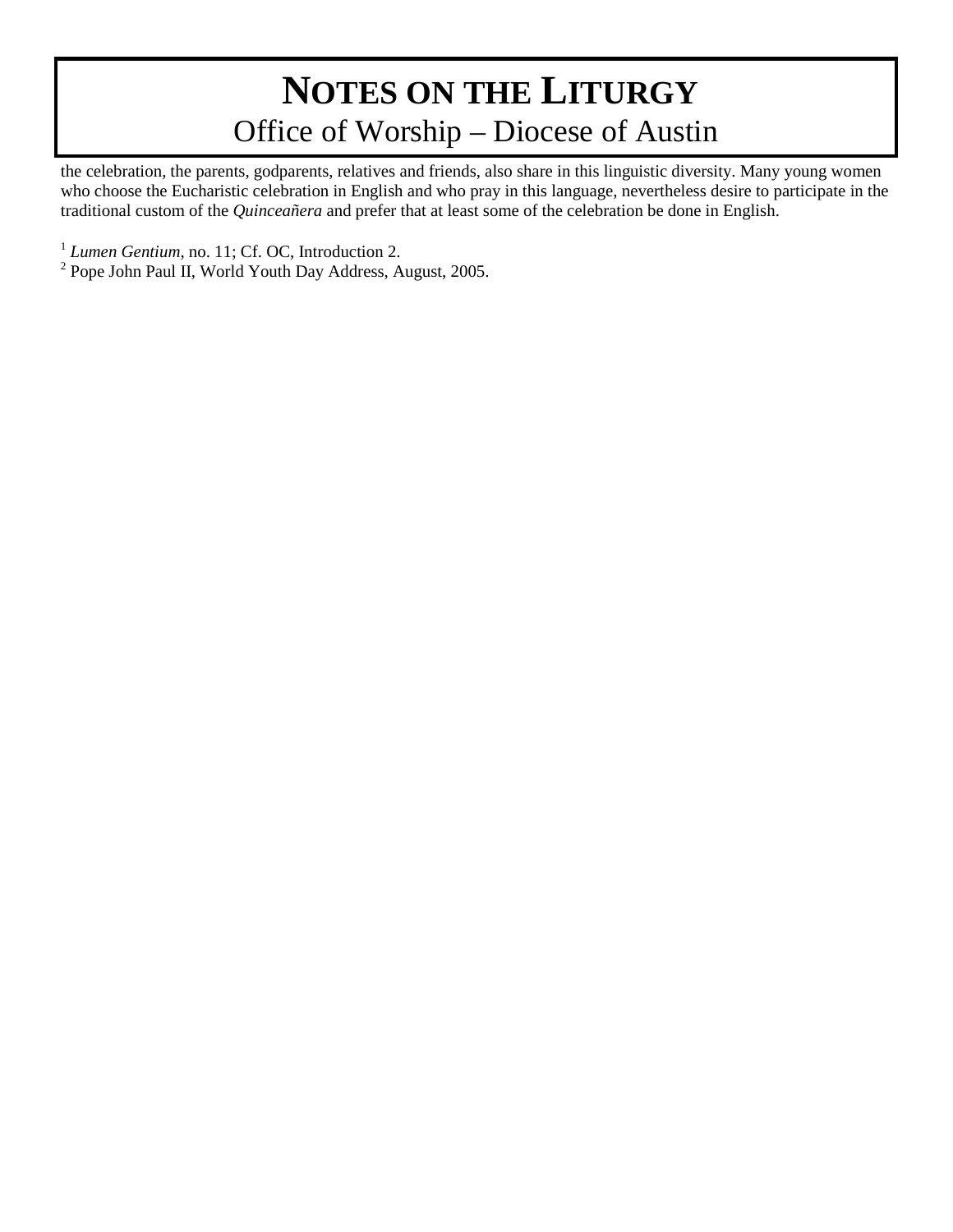the celebration, the parents, godparents, relatives and friends, also share in this linguistic diversity. Many young women who choose the Eucharistic celebration in English and who pray in this language, nevertheless desire to participate in the traditional custom of the *Quinceañera* and prefer that at least some of the celebration be done in English.

[1] *Lumen Gentium*, no. 11; Cf. OC, Introduction 2.
[2] Pope John Paul II, World Youth Day Address, August, 2005.